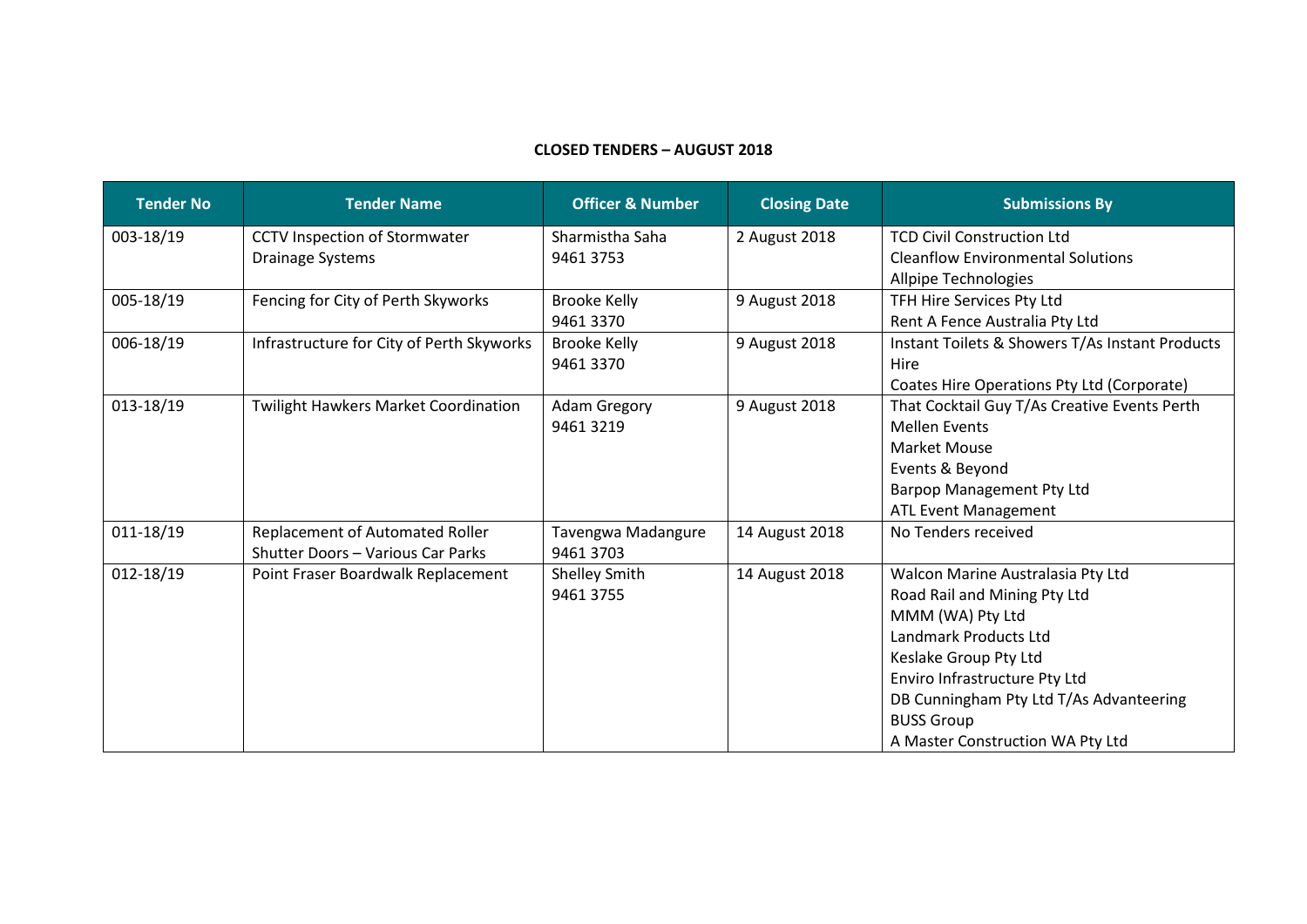**CLOSED TENDERS – AUGUST 2018**

| Tender No | Tender Name | Officer & Number | Closing Date | Submissions By |
|---|---|---|---|---|
| 003-18/19 | CCTV Inspection of Stormwater Drainage Systems | Sharmistha Saha 9461 3753 | 2 August 2018 | TCD Civil Construction Ltd<br>Cleanflow Environmental Solutions<br>Allpipe Technologies |
| 005-18/19 | Fencing for City of Perth Skyworks | Brooke Kelly 9461 3370 | 9 August 2018 | TFH Hire Services Pty Ltd<br>Rent A Fence Australia Pty Ltd |
| 006-18/19 | Infrastructure for City of Perth Skyworks | Brooke Kelly 9461 3370 | 9 August 2018 | Instant Toilets & Showers T/As Instant Products Hire<br>Coates Hire Operations Pty Ltd (Corporate) |
| 013-18/19 | Twilight Hawkers Market Coordination | Adam Gregory 9461 3219 | 9 August 2018 | That Cocktail Guy T/As Creative Events Perth<br>Mellen Events<br>Market Mouse<br>Events & Beyond<br>Barpop Management Pty Ltd<br>ATL Event Management |
| 011-18/19 | Replacement of Automated Roller Shutter Doors – Various Car Parks | Tavengwa Madangure 9461 3703 | 14 August 2018 | No Tenders received |
| 012-18/19 | Point Fraser Boardwalk Replacement | Shelley Smith 9461 3755 | 14 August 2018 | Walcon Marine Australasia Pty Ltd<br>Road Rail and Mining Pty Ltd<br>MMM (WA) Pty Ltd<br>Landmark Products Ltd<br>Keslake Group Pty Ltd<br>Enviro Infrastructure Pty Ltd<br>DB Cunningham Pty Ltd T/As Advanteering<br>BUSS Group<br>A Master Construction WA Pty Ltd |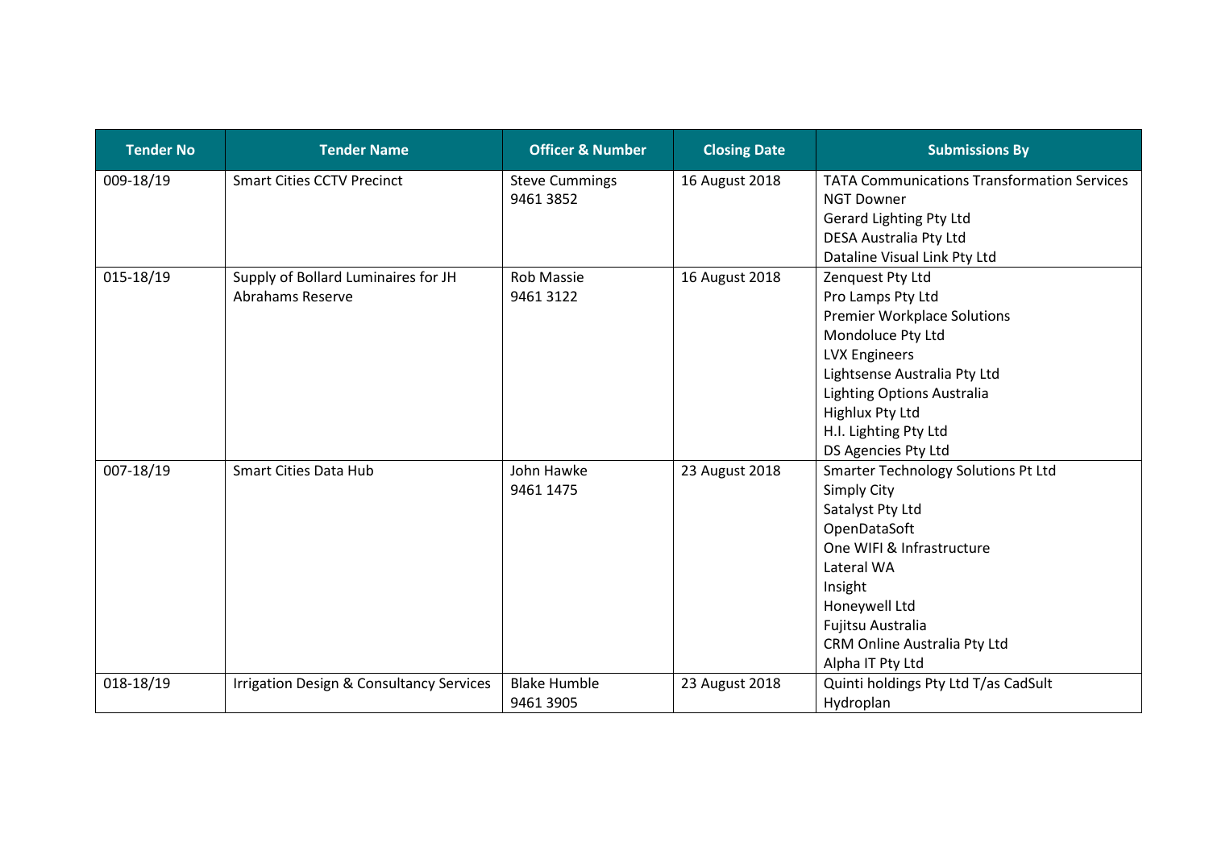| Tender No | Tender Name | Officer & Number | Closing Date | Submissions By |
|---|---|---|---|---|
| 009-18/19 | Smart Cities CCTV Precinct | Steve Cummings<br>9461 3852 | 16 August 2018 | TATA Communications Transformation Services<br>NGT Downer<br>Gerard Lighting Pty Ltd<br>DESA Australia Pty Ltd<br>Dataline Visual Link Pty Ltd |
| 015-18/19 | Supply of Bollard Luminaires for JH Abrahams Reserve | Rob Massie<br>9461 3122 | 16 August 2018 | Zenquest Pty Ltd<br>Pro Lamps Pty Ltd<br>Premier Workplace Solutions<br>Mondoluce Pty Ltd<br>LVX Engineers<br>Lightsense Australia Pty Ltd<br>Lighting Options Australia<br>Highlux Pty Ltd<br>H.I. Lighting Pty Ltd<br>DS Agencies Pty Ltd |
| 007-18/19 | Smart Cities Data Hub | John Hawke<br>9461 1475 | 23 August 2018 | Smarter Technology Solutions Pt Ltd<br>Simply City<br>Satalyst Pty Ltd<br>OpenDataSoft<br>One WIFI & Infrastructure<br>Lateral WA<br>Insight<br>Honeywell Ltd<br>Fujitsu Australia<br>CRM Online Australia Pty Ltd<br>Alpha IT Pty Ltd |
| 018-18/19 | Irrigation Design & Consultancy Services | Blake Humble<br>9461 3905 | 23 August 2018 | Quinti holdings Pty Ltd T/as CadSult<br>Hydroplan |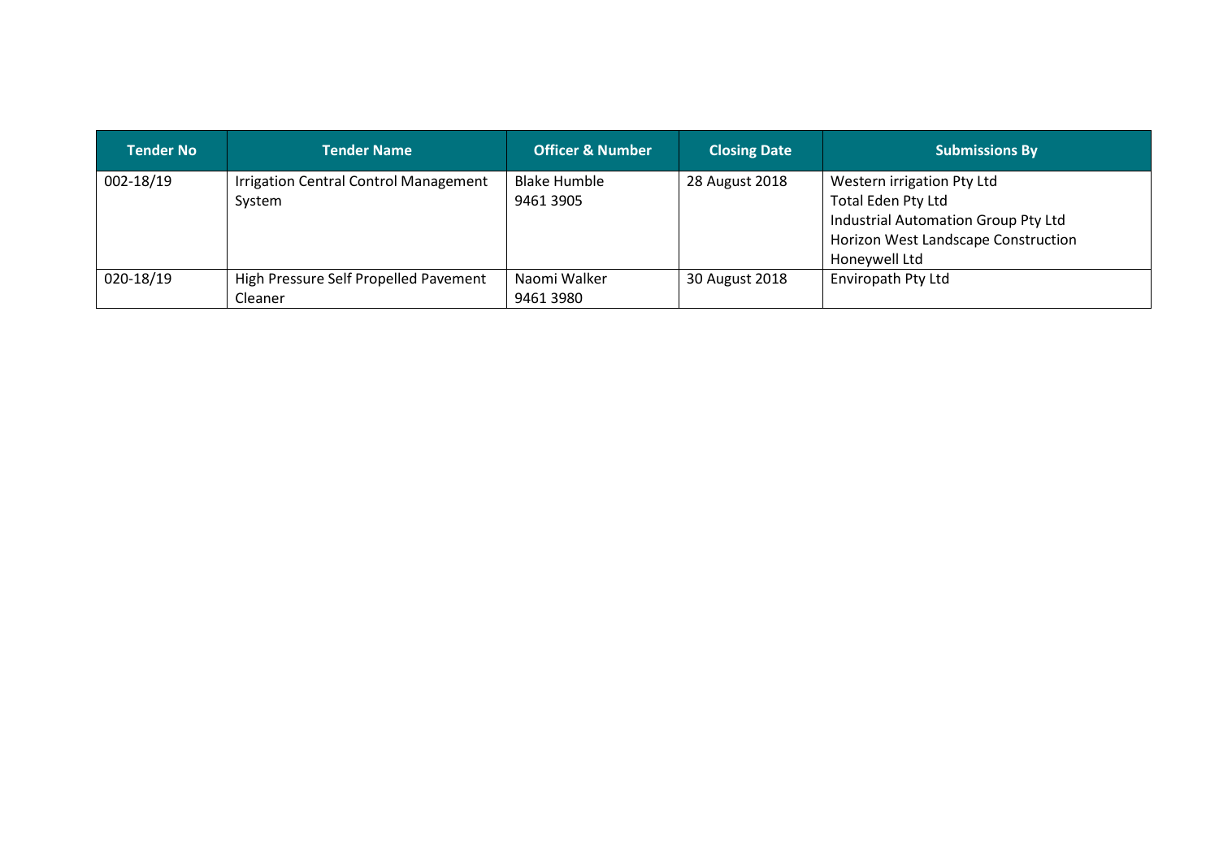| Tender No | Tender Name | Officer & Number | Closing Date | Submissions By |
|---|---|---|---|---|
| 002-18/19 | Irrigation Central Control Management System | Blake Humble<br>9461 3905 | 28 August 2018 | Western irrigation Pty Ltd<br>Total Eden Pty Ltd<br>Industrial Automation Group Pty Ltd<br>Horizon West Landscape Construction<br>Honeywell Ltd |
| 020-18/19 | High Pressure Self Propelled Pavement Cleaner | Naomi Walker<br>9461 3980 | 30 August 2018 | Enviropath Pty Ltd |